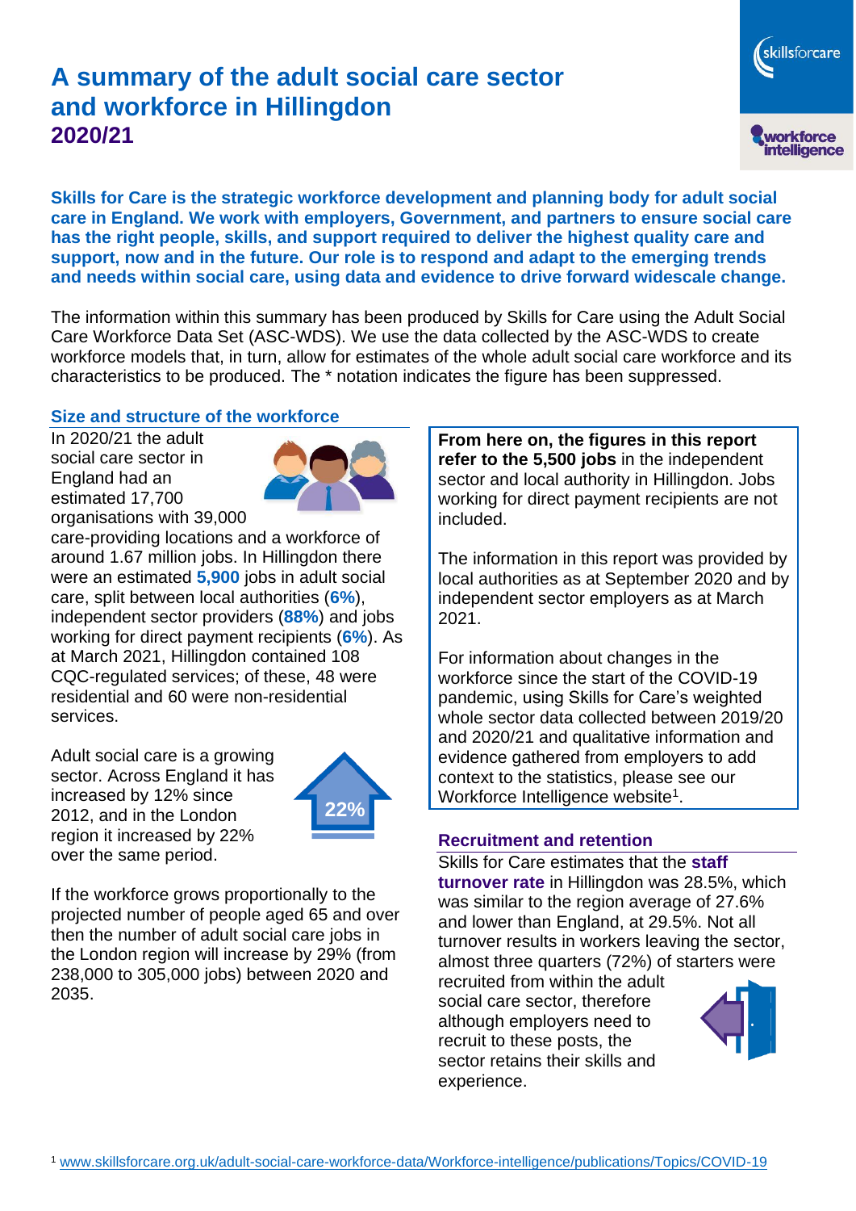# A summary of the adult social care sector and workforce in Hillingdon
## 2020/21

**Skills for Care is the strategic workforce development and planning body for adult social care in England. We work with employers, Government, and partners to ensure social care has the right people, skills, and support required to deliver the highest quality care and support, now and in the future. Our role is to respond and adapt to the emerging trends and needs within social care, using data and evidence to drive forward widescale change.**

The information within this summary has been produced by Skills for Care using the Adult Social Care Workforce Data Set (ASC-WDS). We use the data collected by the ASC-WDS to create workforce models that, in turn, allow for estimates of the whole adult social care workforce and its characteristics to be produced. The * notation indicates the figure has been suppressed.

### Size and structure of the workforce

In 2020/21 the adult social care sector in England had an estimated 17,700 organisations with 39,000 care-providing locations and a workforce of around 1.67 million jobs. In Hillingdon there were an estimated **5,900** jobs in adult social care, split between local authorities (**6%**), independent sector providers (**88%**) and jobs working for direct payment recipients (**6%**). As at March 2021, Hillingdon contained 108 CQC-regulated services; of these, 48 were residential and 60 were non-residential services.

Adult social care is a growing sector. Across England it has increased by 12% since 2012, and in the London region it increased by 22% over the same period.

22%

If the workforce grows proportionally to the projected number of people aged 65 and over then the number of adult social care jobs in the London region will increase by 29% (from 238,000 to 305,000 jobs) between 2020 and 2035.

**From here on, the figures in this report refer to the 5,500 jobs** in the independent sector and local authority in Hillingdon. Jobs working for direct payment recipients are not included.

The information in this report was provided by local authorities as at September 2020 and by independent sector employers as at March 2021.

For information about changes in the workforce since the start of the COVID-19 pandemic, using Skills for Care's weighted whole sector data collected between 2019/20 and 2020/21 and qualitative information and evidence gathered from employers to add context to the statistics, please see our Workforce Intelligence website[1].

### Recruitment and retention

Skills for Care estimates that the **staff turnover rate** in Hillingdon was 28.5%, which was similar to the region average of 27.6% and lower than England, at 29.5%. Not all turnover results in workers leaving the sector, almost three quarters (72%) of starters were recruited from within the adult social care sector, therefore although employers need to recruit to these posts, the sector retains their skills and experience.

[1] www.skillsforcare.org.uk/adult-social-care-workforce-data/Workforce-intelligence/publications/Topics/COVID-19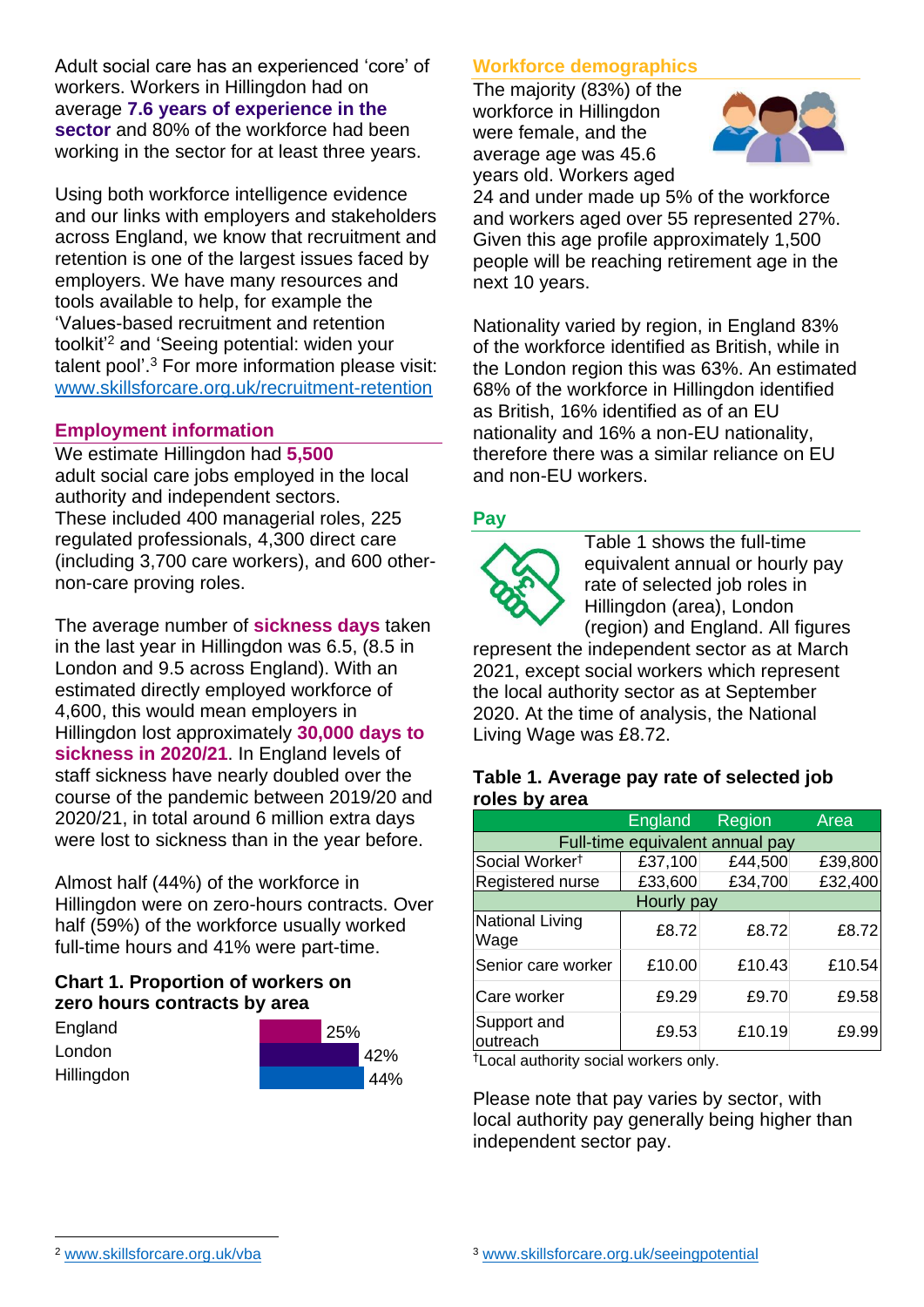Adult social care has an experienced 'core' of workers. Workers in Hillingdon had on average **7.6 years of experience in the sector** and 80% of the workforce had been working in the sector for at least three years.

Using both workforce intelligence evidence and our links with employers and stakeholders across England, we know that recruitment and retention is one of the largest issues faced by employers. We have many resources and tools available to help, for example the 'Values-based recruitment and retention toolkit'[2] and 'Seeing potential: widen your talent pool'.[3] For more information please visit: www.skillsforcare.org.uk/recruitment-retention

## Employment information

We estimate Hillingdon had **5,500** adult social care jobs employed in the local authority and independent sectors. These included 400 managerial roles, 225 regulated professionals, 4,300 direct care (including 3,700 care workers), and 600 other-non-care proving roles.

The average number of **sickness days** taken in the last year in Hillingdon was 6.5, (8.5 in London and 9.5 across England). With an estimated directly employed workforce of 4,600, this would mean employers in Hillingdon lost approximately **30,000 days to sickness in 2020/21**. In England levels of staff sickness have nearly doubled over the course of the pandemic between 2019/20 and 2020/21, in total around 6 million extra days were lost to sickness than in the year before.

Almost half (44%) of the workforce in Hillingdon were on zero-hours contracts. Over half (59%) of the workforce usually worked full-time hours and 41% were part-time.

### Chart 1. Proportion of workers on zero hours contracts by area

| Area | Proportion |
|---|---|
| England | 25% |
| London | 42% |
| Hillingdon | 44% |

## Workforce demographics

The majority (83%) of the workforce in Hillingdon were female, and the average age was 45.6 years old. Workers aged 24 and under made up 5% of the workforce and workers aged over 55 represented 27%. Given this age profile approximately 1,500 people will be reaching retirement age in the next 10 years.

Nationality varied by region, in England 83% of the workforce identified as British, while in the London region this was 63%. An estimated 68% of the workforce in Hillingdon identified as British, 16% identified as of an EU nationality and 16% a non-EU nationality, therefore there was a similar reliance on EU and non-EU workers.

## Pay

Table 1 shows the full-time equivalent annual or hourly pay rate of selected job roles in Hillingdon (area), London (region) and England. All figures represent the independent sector as at March 2021, except social workers which represent the local authority sector as at September 2020. At the time of analysis, the National Living Wage was £8.72.

### Table 1. Average pay rate of selected job roles by area

| | England | Region | Area |
|---|---|---|---|
| **Full-time equivalent annual pay** | | | |
| Social Worker† | £37,100 | £44,500 | £39,800 |
| Registered nurse | £33,600 | £34,700 | £32,400 |
| **Hourly pay** | | | |
| National Living Wage | £8.72 | £8.72 | £8.72 |
| Senior care worker | £10.00 | £10.43 | £10.54 |
| Care worker | £9.29 | £9.70 | £9.58 |
| Support and outreach | £9.53 | £10.19 | £9.99 |

†Local authority social workers only.

Please note that pay varies by sector, with local authority pay generally being higher than independent sector pay.

[2] www.skillsforcare.org.uk/vba

[3] www.skillsforcare.org.uk/seeingpotential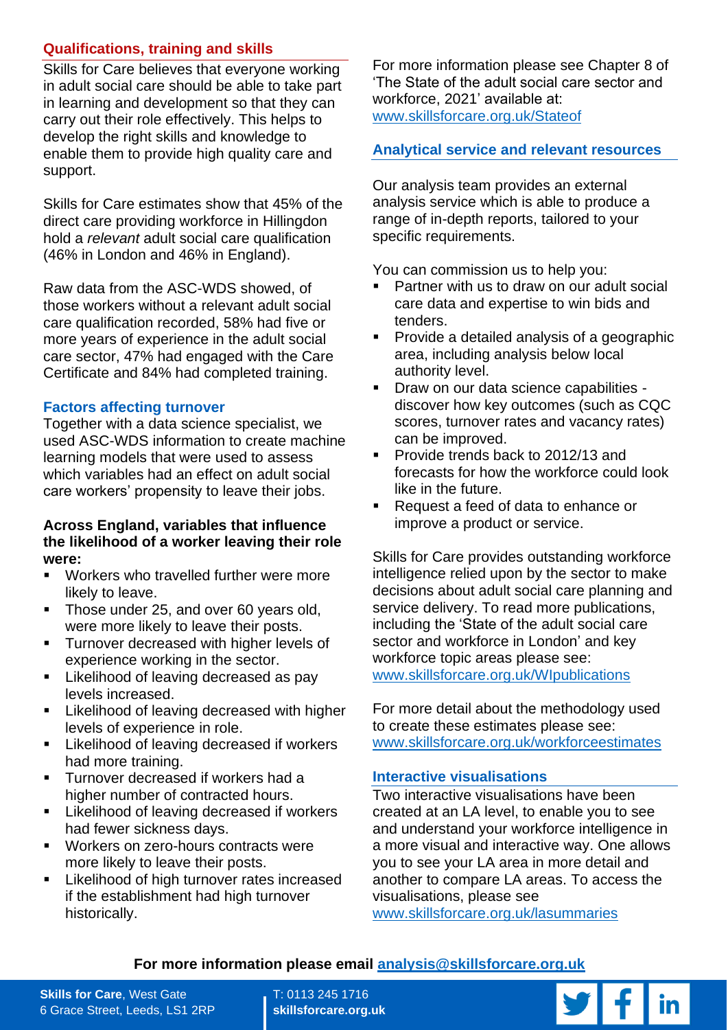## Qualifications, training and skills

Skills for Care believes that everyone working in adult social care should be able to take part in learning and development so that they can carry out their role effectively. This helps to develop the right skills and knowledge to enable them to provide high quality care and support.

Skills for Care estimates show that 45% of the direct care providing workforce in Hillingdon hold a *relevant* adult social care qualification (46% in London and 46% in England).

Raw data from the ASC-WDS showed, of those workers without a relevant adult social care qualification recorded, 58% had five or more years of experience in the adult social care sector, 47% had engaged with the Care Certificate and 84% had completed training.

## Factors affecting turnover

Together with a data science specialist, we used ASC-WDS information to create machine learning models that were used to assess which variables had an effect on adult social care workers' propensity to leave their jobs.

**Across England, variables that influence the likelihood of a worker leaving their role were:**

- Workers who travelled further were more likely to leave.
- Those under 25, and over 60 years old, were more likely to leave their posts.
- Turnover decreased with higher levels of experience working in the sector.
- Likelihood of leaving decreased as pay levels increased.
- Likelihood of leaving decreased with higher levels of experience in role.
- Likelihood of leaving decreased if workers had more training.
- Turnover decreased if workers had a higher number of contracted hours.
- Likelihood of leaving decreased if workers had fewer sickness days.
- Workers on zero-hours contracts were more likely to leave their posts.
- Likelihood of high turnover rates increased if the establishment had high turnover historically.

For more information please see Chapter 8 of 'The State of the adult social care sector and workforce, 2021' available at: www.skillsforcare.org.uk/Stateof

## Analytical service and relevant resources

Our analysis team provides an external analysis service which is able to produce a range of in-depth reports, tailored to your specific requirements.

You can commission us to help you:

- Partner with us to draw on our adult social care data and expertise to win bids and tenders.
- Provide a detailed analysis of a geographic area, including analysis below local authority level.
- Draw on our data science capabilities - discover how key outcomes (such as CQC scores, turnover rates and vacancy rates) can be improved.
- Provide trends back to 2012/13 and forecasts for how the workforce could look like in the future.
- Request a feed of data to enhance or improve a product or service.

Skills for Care provides outstanding workforce intelligence relied upon by the sector to make decisions about adult social care planning and service delivery. To read more publications, including the 'State of the adult social care sector and workforce in London' and key workforce topic areas please see: www.skillsforcare.org.uk/WIpublications

For more detail about the methodology used to create these estimates please see: www.skillsforcare.org.uk/workforceestimates

## Interactive visualisations

Two interactive visualisations have been created at an LA level, to enable you to see and understand your workforce intelligence in a more visual and interactive way. One allows you to see your LA area in more detail and another to compare LA areas. To access the visualisations, please see www.skillsforcare.org.uk/lasummaries

**For more information please email analysis@skillsforcare.org.uk**

**Skills for Care**, West Gate
6 Grace Street, Leeds, LS1 2RP

T: 0113 245 1716
**skillsforcare.org.uk**